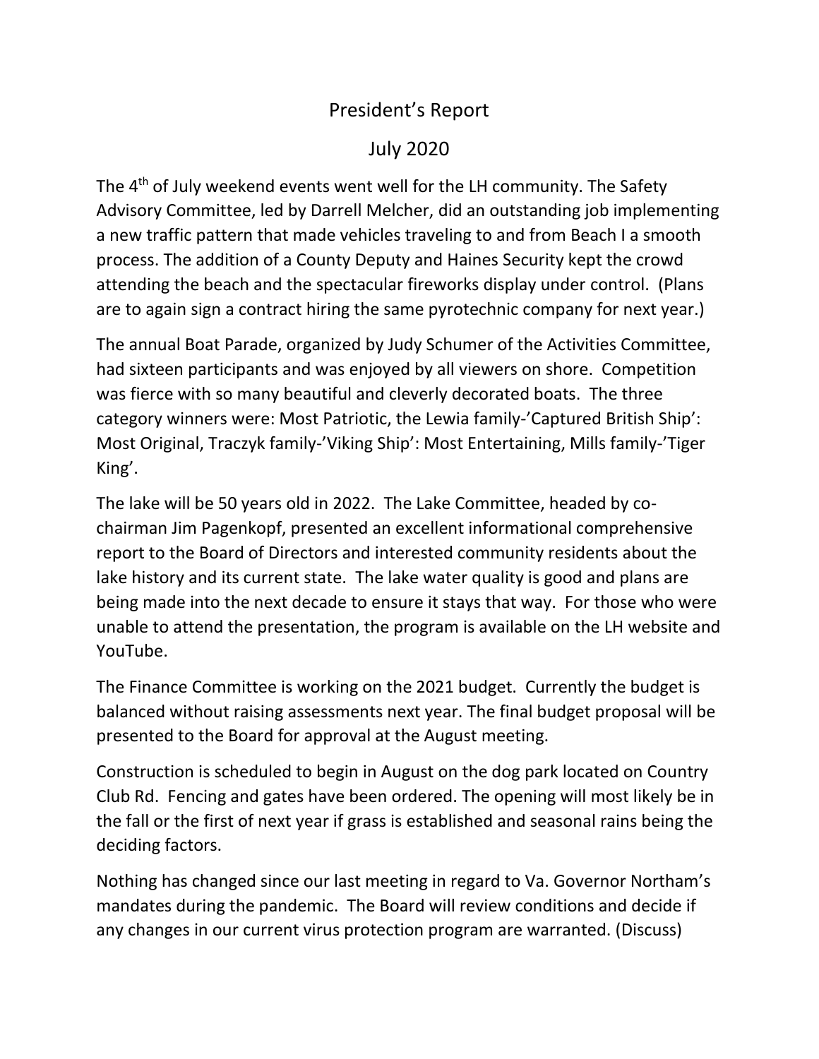# President's Report

## July 2020

The 4th of July weekend events went well for the LH community. The Safety Advisory Committee, led by Darrell Melcher, did an outstanding job implementing a new traffic pattern that made vehicles traveling to and from Beach I a smooth process. The addition of a County Deputy and Haines Security kept the crowd attending the beach and the spectacular fireworks display under control. (Plans are to again sign a contract hiring the same pyrotechnic company for next year.)

The annual Boat Parade, organized by Judy Schumer of the Activities Committee, had sixteen participants and was enjoyed by all viewers on shore. Competition was fierce with so many beautiful and cleverly decorated boats. The three category winners were: Most Patriotic, the Lewia family-'Captured British Ship': Most Original, Traczyk family-'Viking Ship': Most Entertaining, Mills family-'Tiger King'.

The lake will be 50 years old in 2022. The Lake Committee, headed by co-chairman Jim Pagenkopf, presented an excellent informational comprehensive report to the Board of Directors and interested community residents about the lake history and its current state. The lake water quality is good and plans are being made into the next decade to ensure it stays that way. For those who were unable to attend the presentation, the program is available on the LH website and YouTube.

The Finance Committee is working on the 2021 budget. Currently the budget is balanced without raising assessments next year. The final budget proposal will be presented to the Board for approval at the August meeting.

Construction is scheduled to begin in August on the dog park located on Country Club Rd. Fencing and gates have been ordered. The opening will most likely be in the fall or the first of next year if grass is established and seasonal rains being the deciding factors.

Nothing has changed since our last meeting in regard to Va. Governor Northam's mandates during the pandemic. The Board will review conditions and decide if any changes in our current virus protection program are warranted. (Discuss)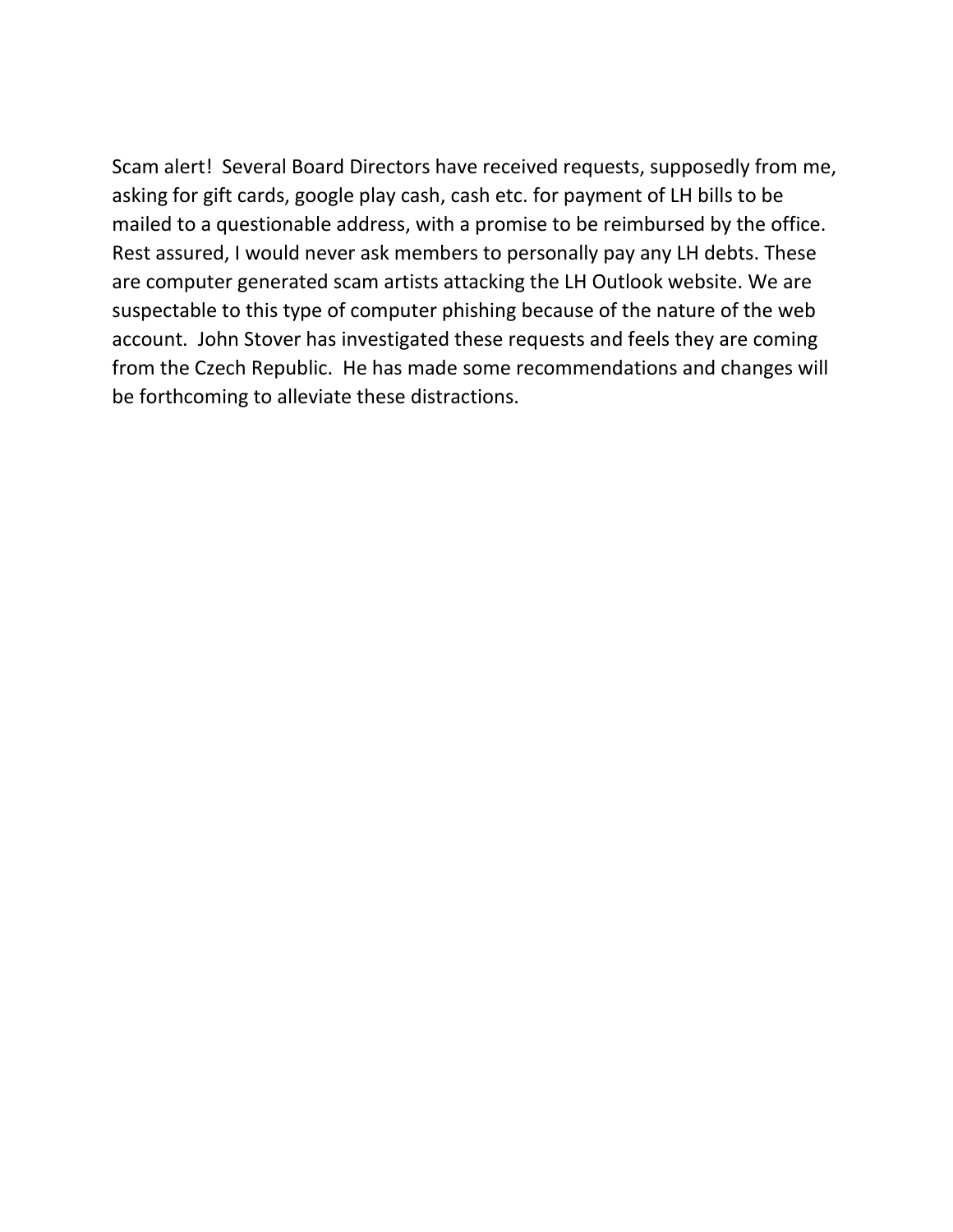Scam alert! Several Board Directors have received requests, supposedly from me, asking for gift cards, google play cash, cash etc. for payment of LH bills to be mailed to a questionable address, with a promise to be reimbursed by the office. Rest assured, I would never ask members to personally pay any LH debts. These are computer generated scam artists attacking the LH Outlook website. We are suspectable to this type of computer phishing because of the nature of the web account. John Stover has investigated these requests and feels they are coming from the Czech Republic. He has made some recommendations and changes will be forthcoming to alleviate these distractions.